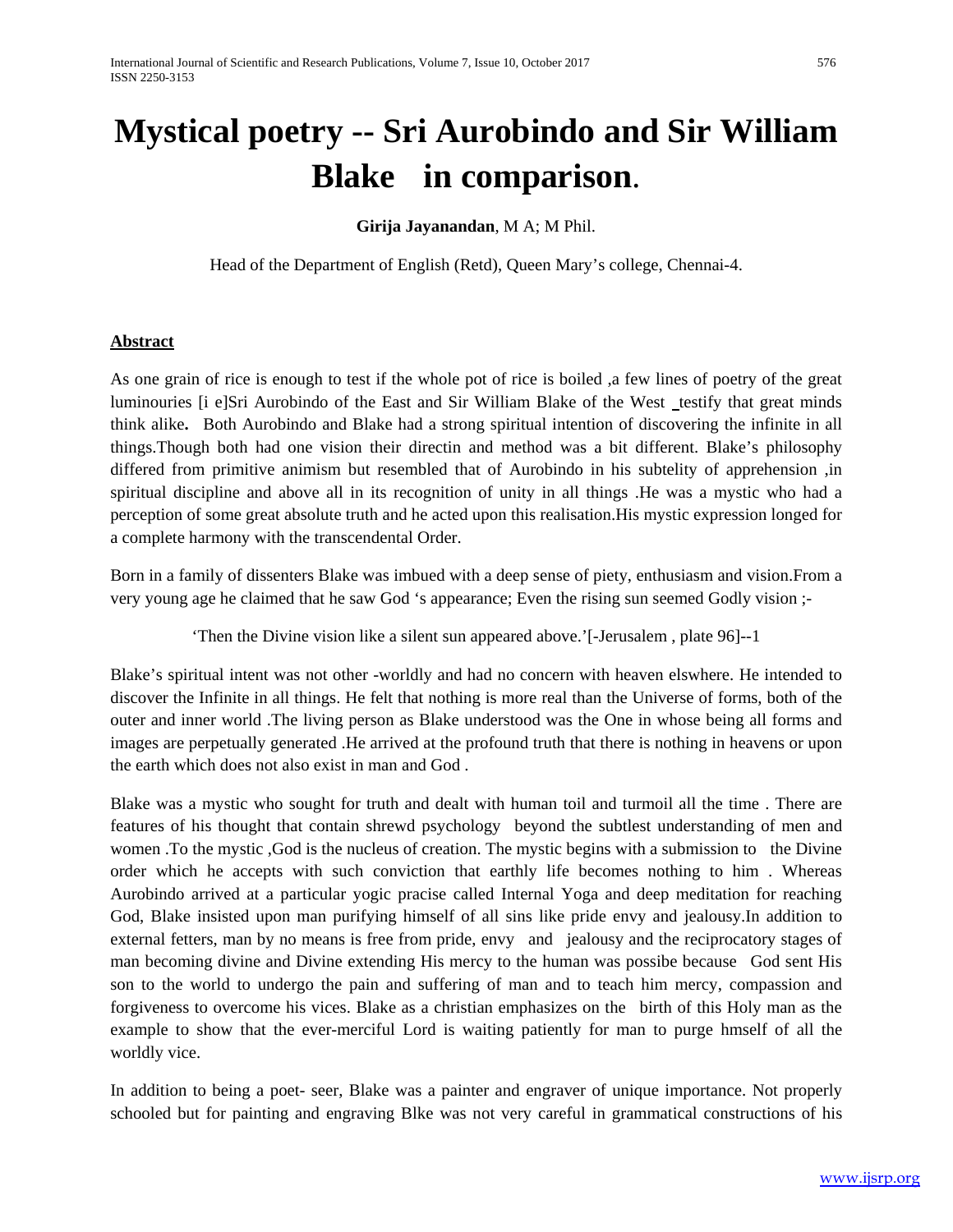# Mystical poetry -- Sri Aurobindo and Sir William Blake in comparison.

**Girija Jayanandan**, M A; M Phil.

Head of the Department of English (Retd), Queen Mary's college, Chennai-4.

**Abstract**

As one grain of rice is enough to test if the whole pot of rice is boiled ,a few lines of poetry of the great luminouries [i e]Sri Aurobindo of the East and Sir William Blake of the West testify that great minds think alike**.** Both Aurobindo and Blake had a strong spiritual intention of discovering the infinite in all things.Though both had one vision their directin and method was a bit different. Blake's philosophy differed from primitive animism but resembled that of Aurobindo in his subtelity of apprehension ,in spiritual discipline and above all in its recognition of unity in all things .He was a mystic who had a perception of some great absolute truth and he acted upon this realisation.His mystic expression longed for a complete harmony with the transcendental Order.

Born in a family of dissenters Blake was imbued with a deep sense of piety, enthusiasm and vision.From a very young age he claimed that he saw God 's appearance; Even the rising sun seemed Godly vision ;-

'Then the Divine vision like a silent sun appeared above.'[-Jerusalem , plate 96]--1

Blake's spiritual intent was not other -worldly and had no concern with heaven elswhere. He intended to discover the Infinite in all things. He felt that nothing is more real than the Universe of forms, both of the outer and inner world .The living person as Blake understood was the One in whose being all forms and images are perpetually generated .He arrived at the profound truth that there is nothing in heavens or upon the earth which does not also exist in man and God .

Blake was a mystic who sought for truth and dealt with human toil and turmoil all the time . There are features of his thought that contain shrewd psychology beyond the subtlest understanding of men and women .To the mystic ,God is the nucleus of creation. The mystic begins with a submission to the Divine order which he accepts with such conviction that earthly life becomes nothing to him . Whereas Aurobindo arrived at a particular yogic pracise called Internal Yoga and deep meditation for reaching God, Blake insisted upon man purifying himself of all sins like pride envy and jealousy.In addition to external fetters, man by no means is free from pride, envy and jealousy and the reciprocatory stages of man becoming divine and Divine extending His mercy to the human was possibe because God sent His son to the world to undergo the pain and suffering of man and to teach him mercy, compassion and forgiveness to overcome his vices. Blake as a christian emphasizes on the birth of this Holy man as the example to show that the ever-merciful Lord is waiting patiently for man to purge hmself of all the worldly vice.

In addition to being a poet- seer, Blake was a painter and engraver of unique importance. Not properly schooled but for painting and engraving Blke was not very careful in grammatical constructions of his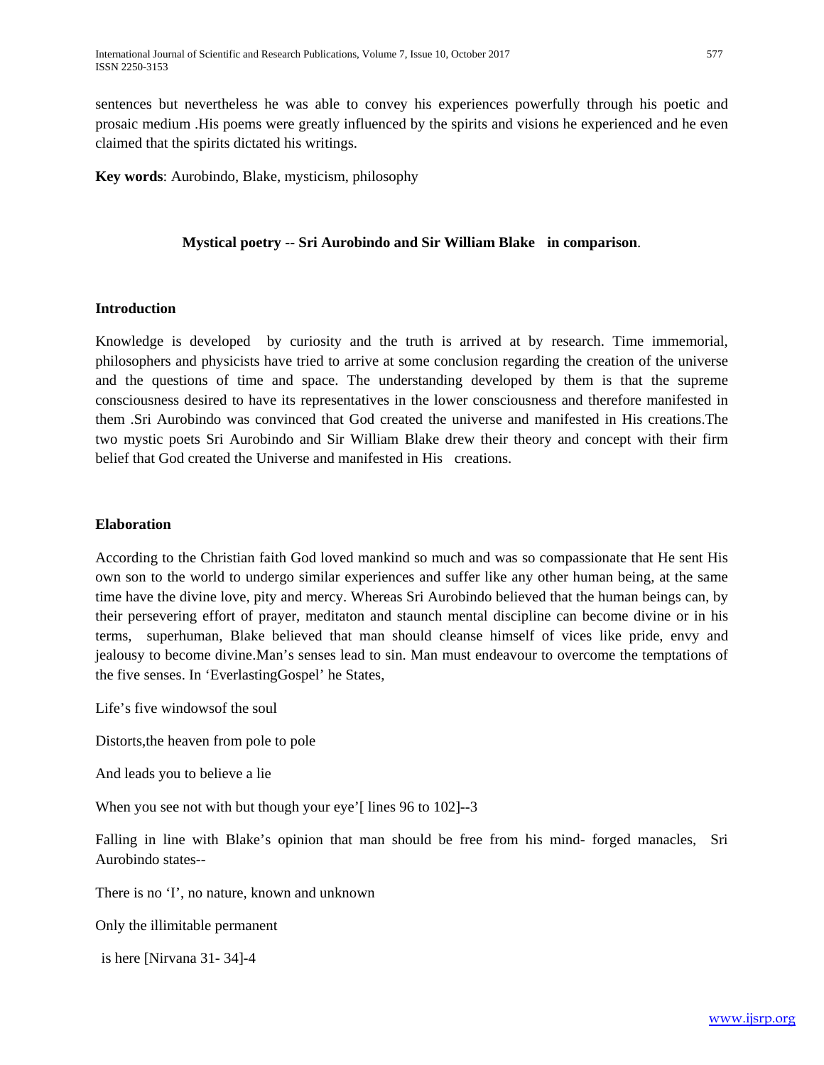sentences but nevertheless he was able to convey his experiences powerfully through his poetic and prosaic medium .His poems were greatly influenced by the spirits and visions he experienced and he even claimed that the spirits dictated his writings.

**Key words**: Aurobindo, Blake, mysticism, philosophy

## Mystical poetry -- Sri Aurobindo and Sir William Blake in comparison.

### Introduction

Knowledge is developed by curiosity and the truth is arrived at by research. Time immemorial, philosophers and physicists have tried to arrive at some conclusion regarding the creation of the universe and the questions of time and space. The understanding developed by them is that the supreme consciousness desired to have its representatives in the lower consciousness and therefore manifested in them .Sri Aurobindo was convinced that God created the universe and manifested in His creations.The two mystic poets Sri Aurobindo and Sir William Blake drew their theory and concept with their firm belief that God created the Universe and manifested in His creations.

### Elaboration

According to the Christian faith God loved mankind so much and was so compassionate that He sent His own son to the world to undergo similar experiences and suffer like any other human being, at the same time have the divine love, pity and mercy. Whereas Sri Aurobindo believed that the human beings can, by their persevering effort of prayer, meditaton and staunch mental discipline can become divine or in his terms, superhuman, Blake believed that man should cleanse himself of vices like pride, envy and jealousy to become divine.Man's senses lead to sin. Man must endeavour to overcome the temptations of the five senses. In 'EverlastingGospel' he States,

Life's five windowsof the soul

Distorts,the heaven from pole to pole

And leads you to believe a lie

When you see not with but though your eye'[ lines 96 to 102]--3

Falling in line with Blake's opinion that man should be free from his mind- forged manacles, Sri Aurobindo states--

There is no 'I', no nature, known and unknown

Only the illimitable permanent

is here [Nirvana 31- 34]-4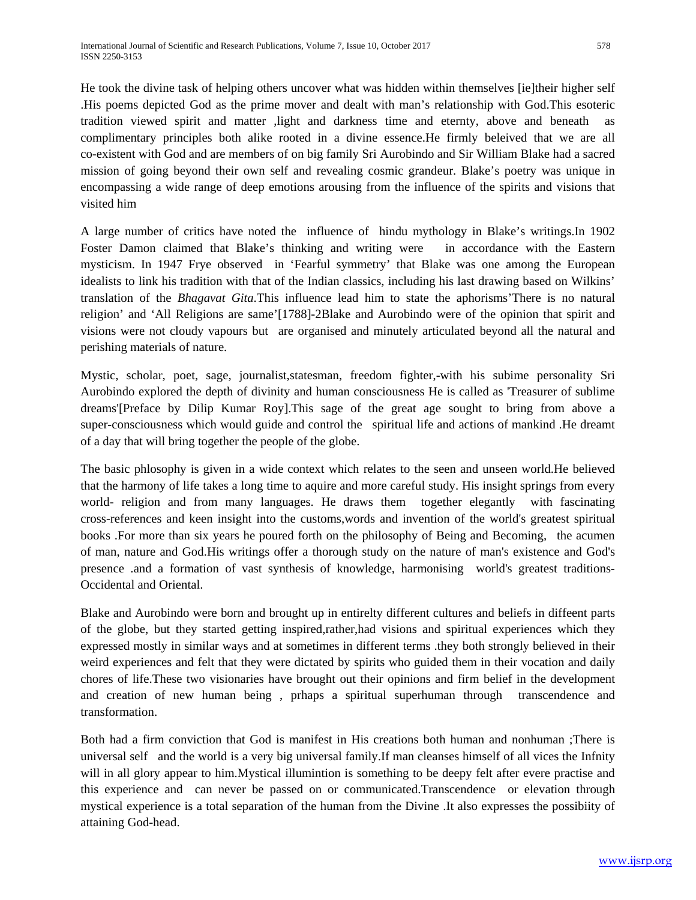He took the divine task of helping others uncover what was hidden within themselves [ie]their higher self .His poems depicted God as the prime mover and dealt with man's relationship with God.This esoteric tradition viewed spirit and matter ,light and darkness time and eternty, above and beneath as complimentary principles both alike rooted in a divine essence.He firmly beleived that we are all co-existent with God and are members of on big family Sri Aurobindo and Sir William Blake had a sacred mission of going beyond their own self and revealing cosmic grandeur. Blake's poetry was unique in encompassing a wide range of deep emotions arousing from the influence of the spirits and visions that visited him

A large number of critics have noted the influence of hindu mythology in Blake's writings.In 1902 Foster Damon claimed that Blake's thinking and writing were in accordance with the Eastern mysticism. In 1947 Frye observed in 'Fearful symmetry' that Blake was one among the European idealists to link his tradition with that of the Indian classics, including his last drawing based on Wilkins' translation of the *Bhagavat Gita*.This influence lead him to state the aphorisms'There is no natural religion' and 'All Religions are same'[1788]-2Blake and Aurobindo were of the opinion that spirit and visions were not cloudy vapours but are organised and minutely articulated beyond all the natural and perishing materials of nature.

Mystic, scholar, poet, sage, journalist,statesman, freedom fighter,-with his subime personality Sri Aurobindo explored the depth of divinity and human consciousness He is called as 'Treasurer of sublime dreams'[Preface by Dilip Kumar Roy].This sage of the great age sought to bring from above a super-consciousness which would guide and control the spiritual life and actions of mankind .He dreamt of a day that will bring together the people of the globe.

The basic phlosophy is given in a wide context which relates to the seen and unseen world.He believed that the harmony of life takes a long time to aquire and more careful study. His insight springs from every world- religion and from many languages. He draws them together elegantly with fascinating cross-references and keen insight into the customs,words and invention of the world's greatest spiritual books .For more than six years he poured forth on the philosophy of Being and Becoming, the acumen of man, nature and God.His writings offer a thorough study on the nature of man's existence and God's presence .and a formation of vast synthesis of knowledge, harmonising world's greatest traditions-Occidental and Oriental.

Blake and Aurobindo were born and brought up in entirelty different cultures and beliefs in diffeent parts of the globe, but they started getting inspired,rather,had visions and spiritual experiences which they expressed mostly in similar ways and at sometimes in different terms .they both strongly believed in their weird experiences and felt that they were dictated by spirits who guided them in their vocation and daily chores of life.These two visionaries have brought out their opinions and firm belief in the development and creation of new human being , prhaps a spiritual superhuman through transcendence and transformation.

Both had a firm conviction that God is manifest in His creations both human and nonhuman ;There is universal self and the world is a very big universal family.If man cleanses himself of all vices the Infnity will in all glory appear to him.Mystical illumintion is something to be deepy felt after evere practise and this experience and can never be passed on or communicated.Transcendence or elevation through mystical experience is a total separation of the human from the Divine .It also expresses the possibiity of attaining God-head.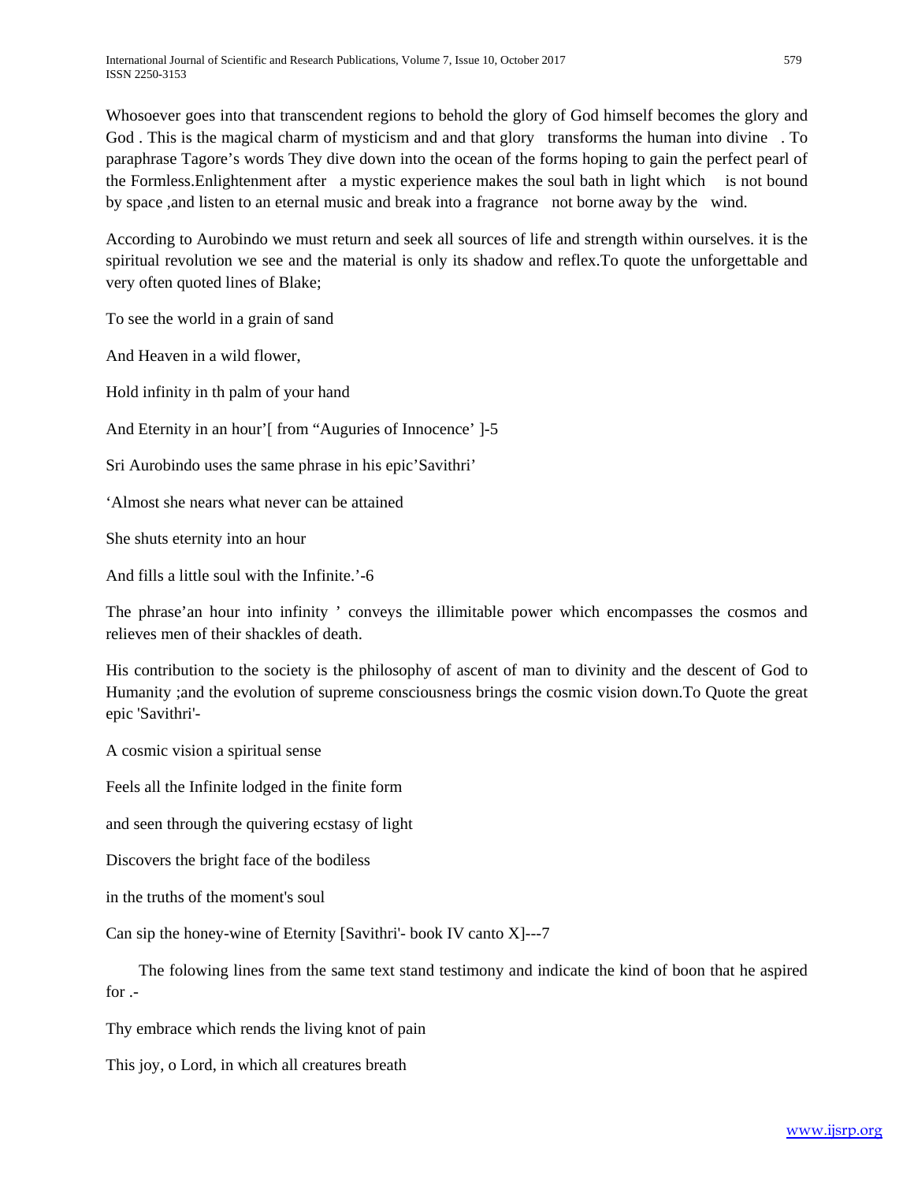Whosoever goes into that transcendent regions to behold the glory of God himself becomes the glory and God . This is the magical charm of mysticism and and that glory transforms the human into divine . To paraphrase Tagore's words They dive down into the ocean of the forms hoping to gain the perfect pearl of the Formless.Enlightenment after a mystic experience makes the soul bath in light which is not bound by space ,and listen to an eternal music and break into a fragrance not borne away by the wind.

According to Aurobindo we must return and seek all sources of life and strength within ourselves. it is the spiritual revolution we see and the material is only its shadow and reflex.To quote the unforgettable and very often quoted lines of Blake;

To see the world in a grain of sand

And Heaven in a wild flower,

Hold infinity in th palm of your hand

And Eternity in an hour'[ from "Auguries of Innocence' ]-5

Sri Aurobindo uses the same phrase in his epic'Savithri'

'Almost she nears what never can be attained

She shuts eternity into an hour

And fills a little soul with the Infinite.'-6

The phrase'an hour into infinity ' conveys the illimitable power which encompasses the cosmos and relieves men of their shackles of death.

His contribution to the society is the philosophy of ascent of man to divinity and the descent of God to Humanity ;and the evolution of supreme consciousness brings the cosmic vision down.To Quote the great epic 'Savithri'-

A cosmic vision a spiritual sense

Feels all the Infinite lodged in the finite form

and seen through the quivering ecstasy of light

Discovers the bright face of the bodiless

in the truths of the moment's soul

Can sip the honey-wine of Eternity [Savithri'- book IV canto X]---7

The folowing lines from the same text stand testimony and indicate the kind of boon that he aspired for .-

Thy embrace which rends the living knot of pain

This joy, o Lord, in which all creatures breath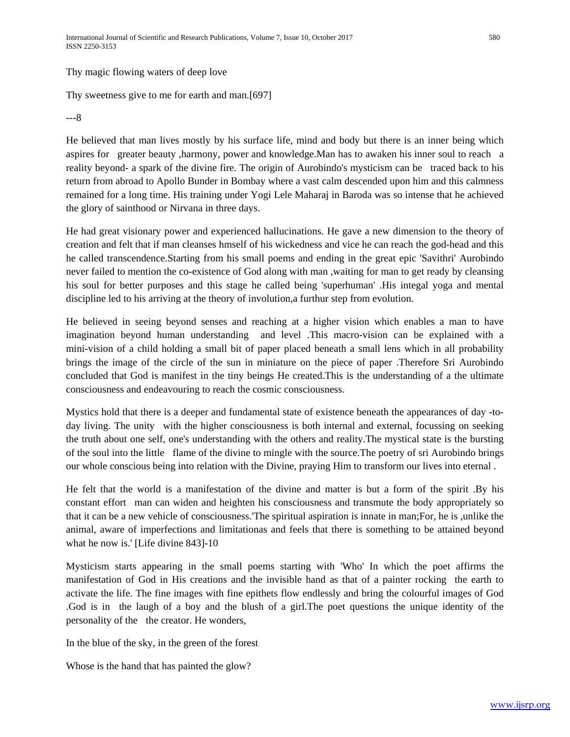Thy magic flowing waters of deep love

Thy sweetness give to me for earth and man.[697]

---8

He believed that man lives mostly by his surface life, mind and body but there is an inner being which aspires for greater beauty ,harmony, power and knowledge.Man has to awaken his inner soul to reach a reality beyond- a spark of the divine fire. The origin of Aurobindo's mysticism can be traced back to his return from abroad to Apollo Bunder in Bombay where a vast calm descended upon him and this calmness remained for a long time. His training under Yogi Lele Maharaj in Baroda was so intense that he achieved the glory of sainthood or Nirvana in three days.

He had great visionary power and experienced hallucinations. He gave a new dimension to the theory of creation and felt that if man cleanses hmself of his wickedness and vice he can reach the god-head and this he called transcendence.Starting from his small poems and ending in the great epic 'Savithri' Aurobindo never failed to mention the co-existence of God along with man ,waiting for man to get ready by cleansing his soul for better purposes and this stage he called being 'superhuman' .His integal yoga and mental discipline led to his arriving at the theory of involution,a furthur step from evolution.

He believed in seeing beyond senses and reaching at a higher vision which enables a man to have imagination beyond human understanding and level .This macro-vision can be explained with a mini-vision of a child holding a small bit of paper placed beneath a small lens which in all probability brings the image of the circle of the sun in miniature on the piece of paper .Therefore Sri Aurobindo concluded that God is manifest in the tiny beings He created.This is the understanding of a the ultimate consciousness and endeavouring to reach the cosmic consciousness.

Mystics hold that there is a deeper and fundamental state of existence beneath the appearances of day -to-day living. The unity with the higher consciousness is both internal and external, focussing on seeking the truth about one self, one's understanding with the others and reality.The mystical state is the bursting of the soul into the little flame of the divine to mingle with the source.The poetry of sri Aurobindo brings our whole conscious being into relation with the Divine, praying Him to transform our lives into eternal .

He felt that the world is a manifestation of the divine and matter is but a form of the spirit .By his constant effort man can widen and heighten his consciousness and transmute the body appropriately so that it can be a new vehicle of consciousness.'The spiritual aspiration is innate in man;For, he is ,unlike the animal, aware of imperfections and limitationas and feels that there is something to be attained beyond what he now is.' [Life divine 843]-10

Mysticism starts appearing in the small poems starting with 'Who' In which the poet affirms the manifestation of God in His creations and the invisible hand as that of a painter rocking the earth to activate the life. The fine images with fine epithets flow endlessly and bring the colourful images of God .God is in the laugh of a boy and the blush of a girl.The poet questions the unique identity of the personality of the the creator. He wonders,

In the blue of the sky, in the green of the forest

Whose is the hand that has painted the glow?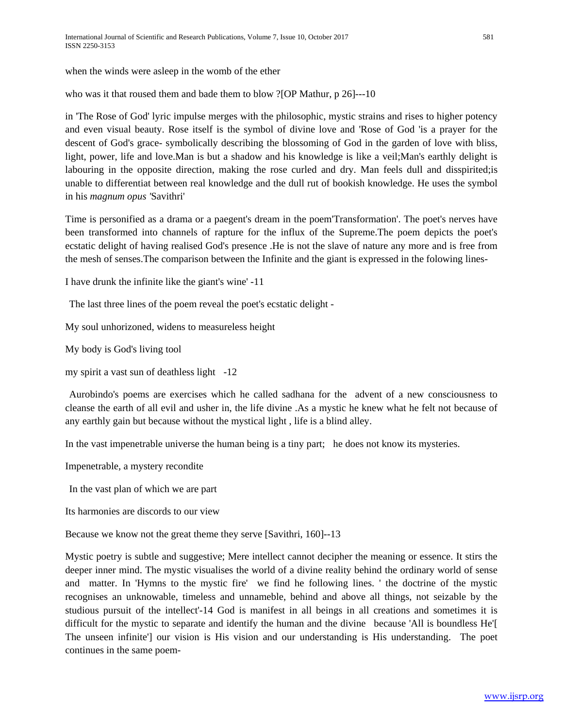when the winds were asleep in the womb of the ether

who was it that roused them and bade them to blow ?[OP Mathur, p 26]---10

in 'The Rose of God' lyric impulse merges with the philosophic, mystic strains and rises to higher potency and even visual beauty. Rose itself is the symbol of divine love and 'Rose of God 'is a prayer for the descent of God's grace- symbolically describing the blossoming of God in the garden of love with bliss, light, power, life and love.Man is but a shadow and his knowledge is like a veil;Man's earthly delight is labouring in the opposite direction, making the rose curled and dry. Man feels dull and disspirited;is unable to differentiat between real knowledge and the dull rut of bookish knowledge. He uses the symbol in his *magnum opus* 'Savithri'

Time is personified as a drama or a paegent's dream in the poem'Transformation'. The poet's nerves have been transformed into channels of rapture for the influx of the Supreme.The poem depicts the poet's ecstatic delight of having realised God's presence .He is not the slave of nature any more and is free from the mesh of senses.The comparison between the Infinite and the giant is expressed in the folowing lines-

I have drunk the infinite like the giant's wine' -11

The last three lines of the poem reveal the poet's ecstatic delight -

My soul unhorizoned, widens to measureless height

My body is God's living tool

my spirit a vast sun of deathless light -12

Aurobindo's poems are exercises which he called sadhana for the advent of a new consciousness to cleanse the earth of all evil and usher in, the life divine .As a mystic he knew what he felt not because of any earthly gain but because without the mystical light , life is a blind alley.

In the vast impenetrable universe the human being is a tiny part; he does not know its mysteries.

Impenetrable, a mystery recondite

In the vast plan of which we are part

Its harmonies are discords to our view

Because we know not the great theme they serve [Savithri, 160]--13

Mystic poetry is subtle and suggestive; Mere intellect cannot decipher the meaning or essence. It stirs the deeper inner mind. The mystic visualises the world of a divine reality behind the ordinary world of sense and matter. In 'Hymns to the mystic fire' we find he following lines. ' the doctrine of the mystic recognises an unknowable, timeless and unnameble, behind and above all things, not seizable by the studious pursuit of the intellect'-14 God is manifest in all beings in all creations and sometimes it is difficult for the mystic to separate and identify the human and the divine because 'All is boundless He'[ The unseen infinite'] our vision is His vision and our understanding is His understanding. The poet continues in the same poem-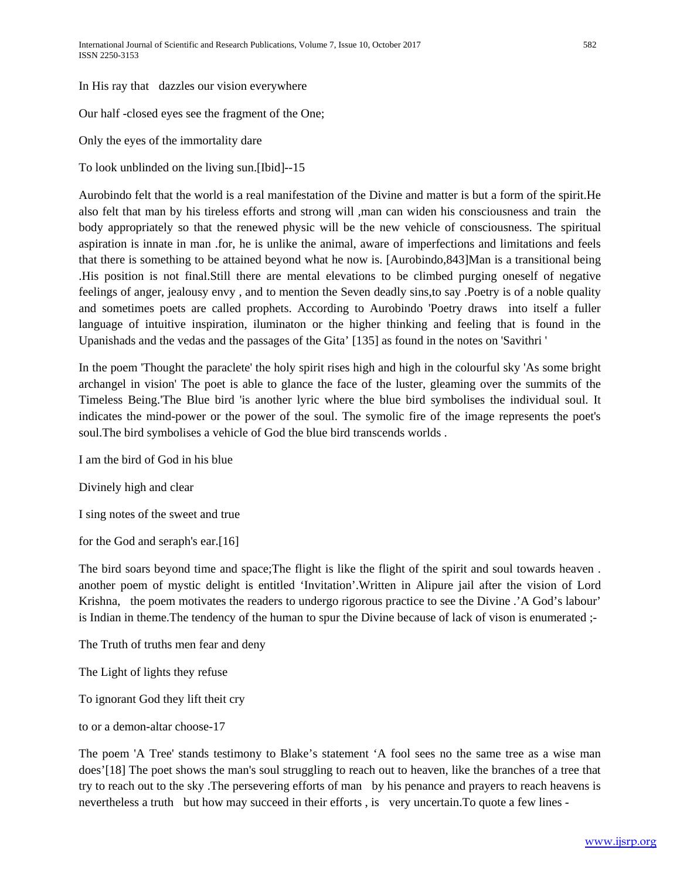In His ray that dazzles our vision everywhere

Our half -closed eyes see the fragment of the One;

Only the eyes of the immortality dare

To look unblinded on the living sun.[Ibid]--15

Aurobindo felt that the world is a real manifestation of the Divine and matter is but a form of the spirit.He also felt that man by his tireless efforts and strong will ,man can widen his consciousness and train the body appropriately so that the renewed physic will be the new vehicle of consciousness. The spiritual aspiration is innate in man .for, he is unlike the animal, aware of imperfections and limitations and feels that there is something to be attained beyond what he now is. [Aurobindo,843]Man is a transitional being .His position is not final.Still there are mental elevations to be climbed purging oneself of negative feelings of anger, jealousy envy , and to mention the Seven deadly sins,to say .Poetry is of a noble quality and sometimes poets are called prophets. According to Aurobindo 'Poetry draws into itself a fuller language of intuitive inspiration, iluminaton or the higher thinking and feeling that is found in the Upanishads and the vedas and the passages of the Gita' [135] as found in the notes on 'Savithri '

In the poem 'Thought the paraclete' the holy spirit rises high and high in the colourful sky 'As some bright archangel in vision' The poet is able to glance the face of the luster, gleaming over the summits of the Timeless Being.'The Blue bird 'is another lyric where the blue bird symbolises the individual soul. It indicates the mind-power or the power of the soul. The symolic fire of the image represents the poet's soul.The bird symbolises a vehicle of God the blue bird transcends worlds .

I am the bird of God in his blue

Divinely high and clear

I sing notes of the sweet and true

for the God and seraph's ear.[16]

The bird soars beyond time and space;The flight is like the flight of the spirit and soul towards heaven . another poem of mystic delight is entitled 'Invitation'.Written in Alipure jail after the vision of Lord Krishna, the poem motivates the readers to undergo rigorous practice to see the Divine .'A God's labour' is Indian in theme.The tendency of the human to spur the Divine because of lack of vison is enumerated ;-

The Truth of truths men fear and deny

The Light of lights they refuse

To ignorant God they lift theit cry

to or a demon-altar choose-17

The poem 'A Tree' stands testimony to Blake's statement 'A fool sees no the same tree as a wise man does'[18] The poet shows the man's soul struggling to reach out to heaven, like the branches of a tree that try to reach out to the sky .The persevering efforts of man by his penance and prayers to reach heavens is nevertheless a truth but how may succeed in their efforts , is very uncertain.To quote a few lines -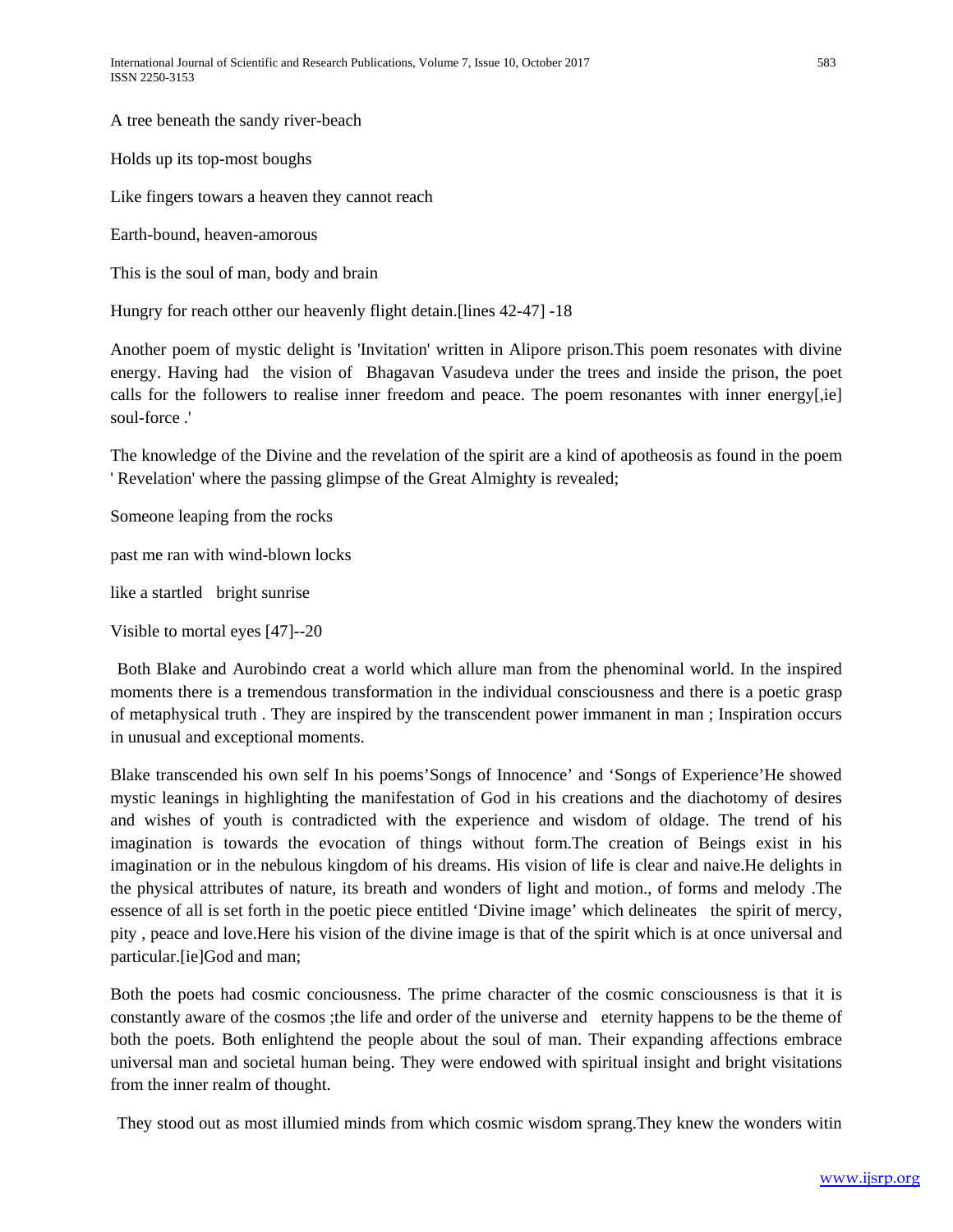A tree beneath the sandy river-beach

Holds up its top-most boughs

Like fingers towars a heaven they cannot reach

Earth-bound, heaven-amorous

This is the soul of man, body and brain

Hungry for reach otther our heavenly flight detain.[lines 42-47] -18

Another poem of mystic delight is 'Invitation' written in Alipore prison.This poem resonates with divine energy. Having had the vision of Bhagavan Vasudeva under the trees and inside the prison, the poet calls for the followers to realise inner freedom and peace. The poem resonantes with inner energy[,ie] soul-force .'

The knowledge of the Divine and the revelation of the spirit are a kind of apotheosis as found in the poem ' Revelation' where the passing glimpse of the Great Almighty is revealed;

Someone leaping from the rocks

past me ran with wind-blown locks

like a startled bright sunrise

Visible to mortal eyes [47]--20

Both Blake and Aurobindo creat a world which allure man from the phenominal world. In the inspired moments there is a tremendous transformation in the individual consciousness and there is a poetic grasp of metaphysical truth . They are inspired by the transcendent power immanent in man ; Inspiration occurs in unusual and exceptional moments.

Blake transcended his own self In his poems'Songs of Innocence' and 'Songs of Experience'He showed mystic leanings in highlighting the manifestation of God in his creations and the diachotomy of desires and wishes of youth is contradicted with the experience and wisdom of oldage. The trend of his imagination is towards the evocation of things without form.The creation of Beings exist in his imagination or in the nebulous kingdom of his dreams. His vision of life is clear and naive.He delights in the physical attributes of nature, its breath and wonders of light and motion., of forms and melody .The essence of all is set forth in the poetic piece entitled 'Divine image' which delineates the spirit of mercy, pity , peace and love.Here his vision of the divine image is that of the spirit which is at once universal and particular.[ie]God and man;

Both the poets had cosmic conciousness. The prime character of the cosmic consciousness is that it is constantly aware of the cosmos ;the life and order of the universe and eternity happens to be the theme of both the poets. Both enlightend the people about the soul of man. Their expanding affections embrace universal man and societal human being. They were endowed with spiritual insight and bright visitations from the inner realm of thought.

They stood out as most illumied minds from which cosmic wisdom sprang.They knew the wonders witin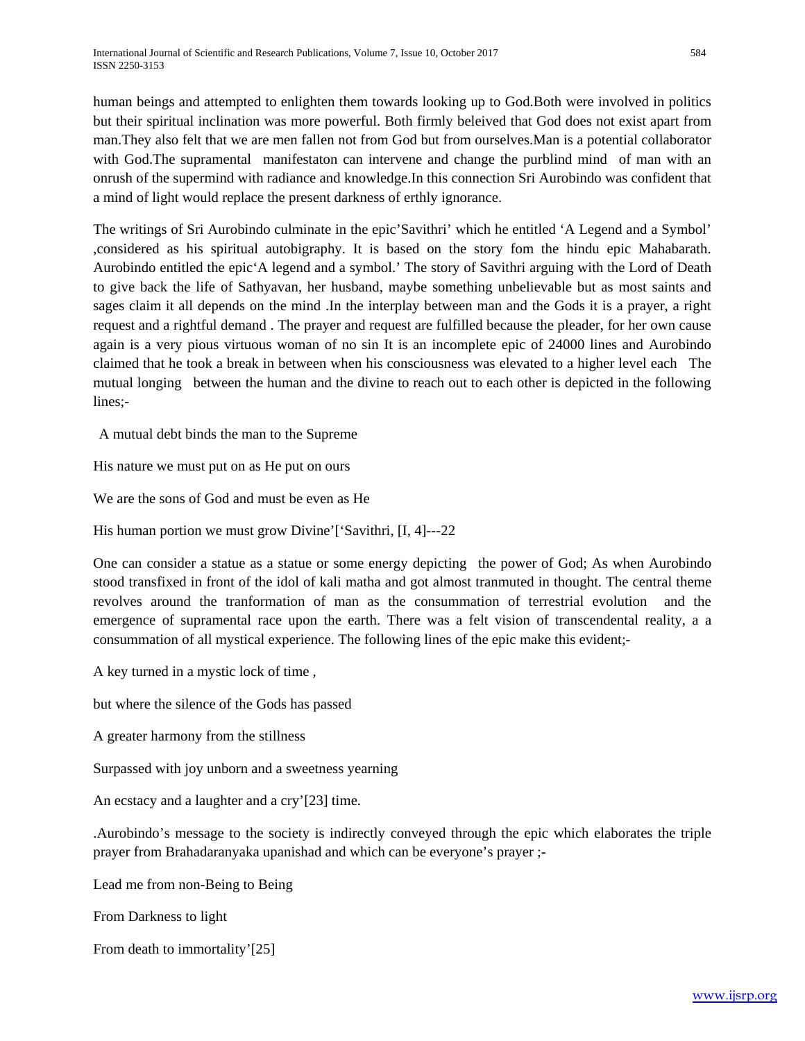human beings and attempted to enlighten them towards looking up to God.Both were involved in politics but their spiritual inclination was more powerful. Both firmly beleived that God does not exist apart from man.They also felt that we are men fallen not from God but from ourselves.Man is a potential collaborator with God.The supramental manifestaton can intervene and change the purblind mind of man with an onrush of the supermind with radiance and knowledge.In this connection Sri Aurobindo was confident that a mind of light would replace the present darkness of erthly ignorance.

The writings of Sri Aurobindo culminate in the epic'Savithri' which he entitled 'A Legend and a Symbol' ,considered as his spiritual autobigraphy. It is based on the story fom the hindu epic Mahabarath. Aurobindo entitled the epic'A legend and a symbol.' The story of Savithri arguing with the Lord of Death to give back the life of Sathyavan, her husband, maybe something unbelievable but as most saints and sages claim it all depends on the mind .In the interplay between man and the Gods it is a prayer, a right request and a rightful demand . The prayer and request are fulfilled because the pleader, for her own cause again is a very pious virtuous woman of no sin It is an incomplete epic of 24000 lines and Aurobindo claimed that he took a break in between when his consciousness was elevated to a higher level each The mutual longing between the human and the divine to reach out to each other is depicted in the following lines;-

A mutual debt binds the man to the Supreme

His nature we must put on as He put on ours

We are the sons of God and must be even as He

His human portion we must grow Divine'['Savithri, [I, 4]---22

One can consider a statue as a statue or some energy depicting the power of God; As when Aurobindo stood transfixed in front of the idol of kali matha and got almost tranmuted in thought. The central theme revolves around the tranformation of man as the consummation of terrestrial evolution and the emergence of supramental race upon the earth. There was a felt vision of transcendental reality, a a consummation of all mystical experience. The following lines of the epic make this evident;-

A key turned in a mystic lock of time ,

but where the silence of the Gods has passed

A greater harmony from the stillness

Surpassed with joy unborn and a sweetness yearning

An ecstacy and a laughter and a cry'[23] time.

.Aurobindo's message to the society is indirectly conveyed through the epic which elaborates the triple prayer from Brahadaranyaka upanishad and which can be everyone's prayer ;-

Lead me from non-Being to Being

From Darkness to light

From death to immortality'[25]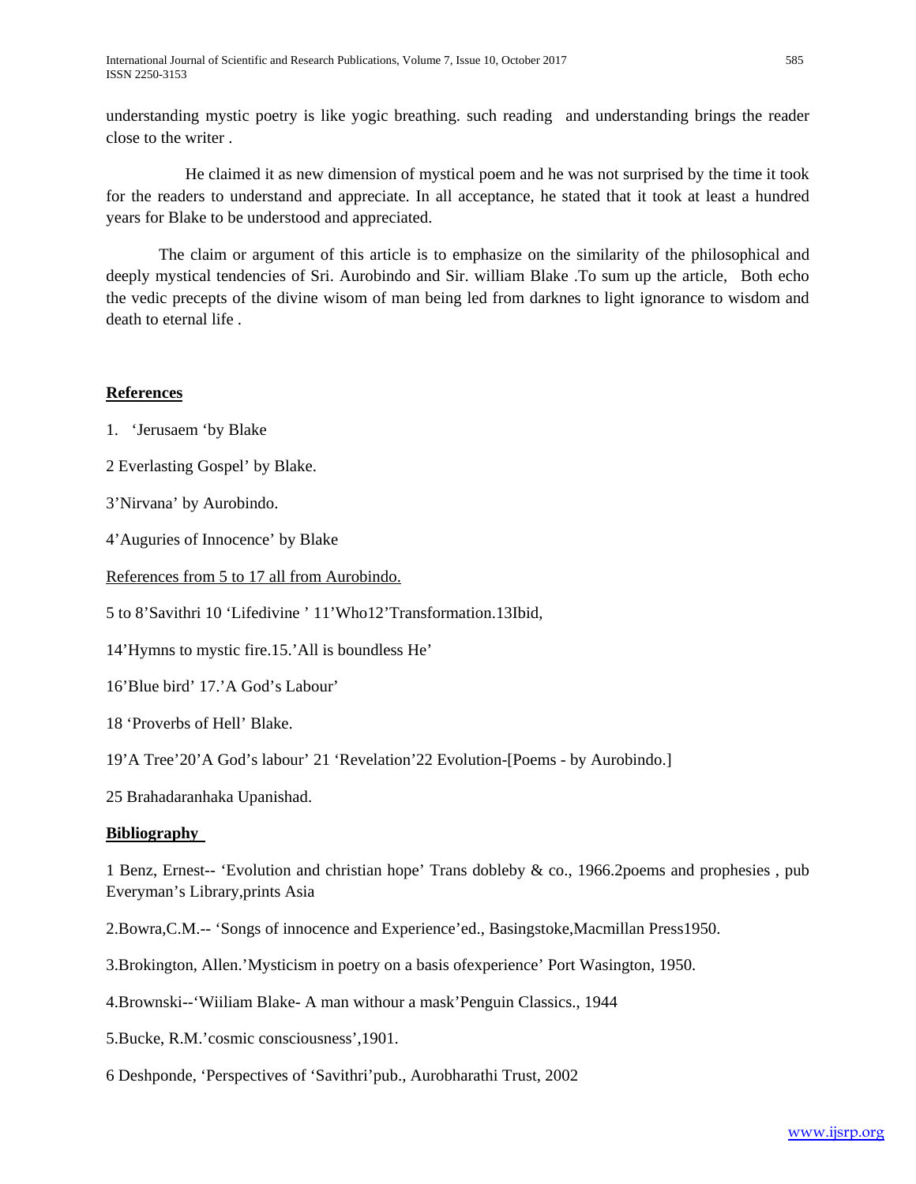understanding mystic poetry is like yogic breathing. such reading and understanding brings the reader close to the writer .

He claimed it as new dimension of mystical poem and he was not surprised by the time it took for the readers to understand and appreciate. In all acceptance, he stated that it took at least a hundred years for Blake to be understood and appreciated.

The claim or argument of this article is to emphasize on the similarity of the philosophical and deeply mystical tendencies of Sri. Aurobindo and Sir. william Blake .To sum up the article, Both echo the vedic precepts of the divine wisom of man being led from darknes to light ignorance to wisdom and death to eternal life .

## References

1. 'Jerusaem 'by Blake

2 Everlasting Gospel' by Blake.

3'Nirvana' by Aurobindo.

4'Auguries of Innocence' by Blake

References from 5 to 17 all from Aurobindo.

5 to 8'Savithri 10 'Lifedivine ' 11'Who12'Transformation.13Ibid,

14'Hymns to mystic fire.15.'All is boundless He'

16'Blue bird' 17.'A God's Labour'

18 'Proverbs of Hell' Blake.

19'A Tree'20'A God's labour' 21 'Revelation'22 Evolution-[Poems - by Aurobindo.]

25 Brahadaranhaka Upanishad.

## Bibliography

1 Benz, Ernest-- 'Evolution and christian hope' Trans dobleby & co., 1966.2poems and prophesies , pub Everyman's Library,prints Asia

2.Bowra,C.M.-- 'Songs of innocence and Experience'ed., Basingstoke,Macmillan Press1950.

3.Brokington, Allen.'Mysticism in poetry on a basis ofexperience' Port Wasington, 1950.

4.Brownski--'Wiiliam Blake- A man withour a mask'Penguin Classics., 1944

5.Bucke, R.M.'cosmic consciousness',1901.

6 Deshponde, 'Perspectives of 'Savithri'pub., Aurobharathi Trust, 2002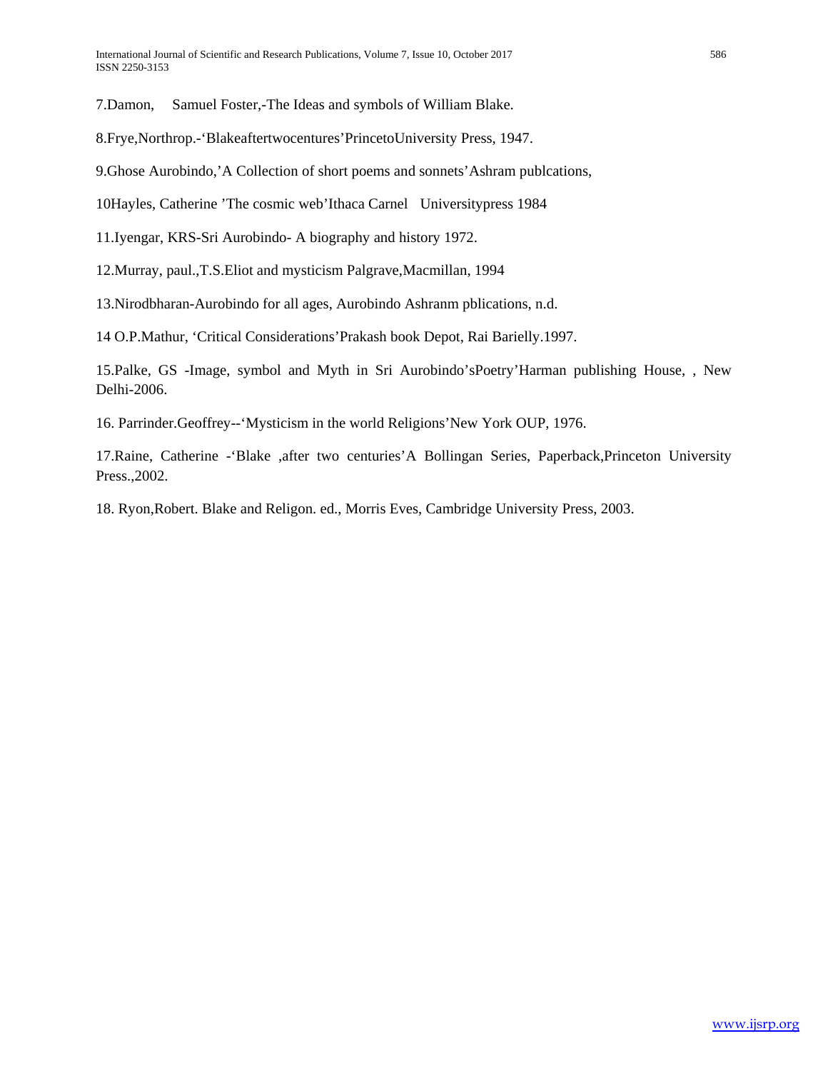7.Damon, Samuel Foster,-The Ideas and symbols of William Blake.

8.Frye,Northrop.-'Blakeaftertwocentures'PrincetoUniversity Press, 1947.

9.Ghose Aurobindo,'A Collection of short poems and sonnets'Ashram publcations,

10Hayles, Catherine 'The cosmic web'Ithaca Carnel Universitypress 1984

11.Iyengar, KRS-Sri Aurobindo- A biography and history 1972.

12.Murray, paul.,T.S.Eliot and mysticism Palgrave,Macmillan, 1994

13.Nirodbharan-Aurobindo for all ages, Aurobindo Ashranm pblications, n.d.

14 O.P.Mathur, 'Critical Considerations'Prakash book Depot, Rai Barielly.1997.

15.Palke, GS -Image, symbol and Myth in Sri Aurobindo'sPoetry'Harman publishing House, , New Delhi-2006.

16. Parrinder.Geoffrey--'Mysticism in the world Religions'New York OUP, 1976.

17.Raine, Catherine -'Blake ,after two centuries'A Bollingan Series, Paperback,Princeton University Press.,2002.

18. Ryon,Robert. Blake and Religon. ed., Morris Eves, Cambridge University Press, 2003.